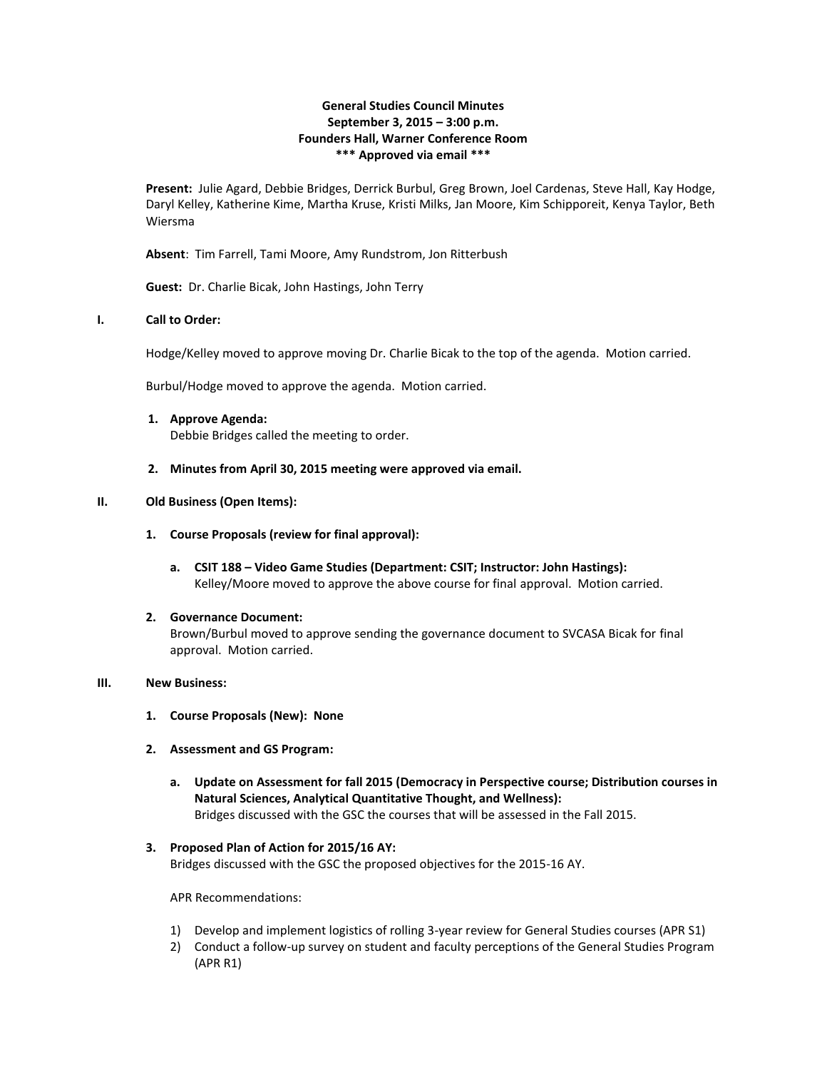# General Studies Council Minutes
## September 3, 2015 – 3:00 p.m.
## Founders Hall, Warner Conference Room
## *** Approved via email ***

**Present:** Julie Agard, Debbie Bridges, Derrick Burbul, Greg Brown, Joel Cardenas, Steve Hall, Kay Hodge, Daryl Kelley, Katherine Kime, Martha Kruse, Kristi Milks, Jan Moore, Kim Schipporeit, Kenya Taylor, Beth Wiersma

**Absent**: Tim Farrell, Tami Moore, Amy Rundstrom, Jon Ritterbush

**Guest:** Dr. Charlie Bicak, John Hastings, John Terry

## I. Call to Order:

Hodge/Kelley moved to approve moving Dr. Charlie Bicak to the top of the agenda. Motion carried.

Burbul/Hodge moved to approve the agenda. Motion carried.

1. **Approve Agenda:**
   Debbie Bridges called the meeting to order.

2. **Minutes from April 30, 2015 meeting were approved via email.**

## II. Old Business (Open Items):

1. **Course Proposals (review for final approval):**

   a. **CSIT 188 – Video Game Studies (Department: CSIT; Instructor: John Hastings):**
      Kelley/Moore moved to approve the above course for final approval. Motion carried.

2. **Governance Document:**
   Brown/Burbul moved to approve sending the governance document to SVCASA Bicak for final approval. Motion carried.

## III. New Business:

1. **Course Proposals (New): None**

2. **Assessment and GS Program:**

   a. **Update on Assessment for fall 2015 (Democracy in Perspective course; Distribution courses in Natural Sciences, Analytical Quantitative Thought, and Wellness):**
      Bridges discussed with the GSC the courses that will be assessed in the Fall 2015.

3. **Proposed Plan of Action for 2015/16 AY:**
   Bridges discussed with the GSC the proposed objectives for the 2015-16 AY.

   APR Recommendations:

   1) Develop and implement logistics of rolling 3-year review for General Studies courses (APR S1)
   2) Conduct a follow-up survey on student and faculty perceptions of the General Studies Program (APR R1)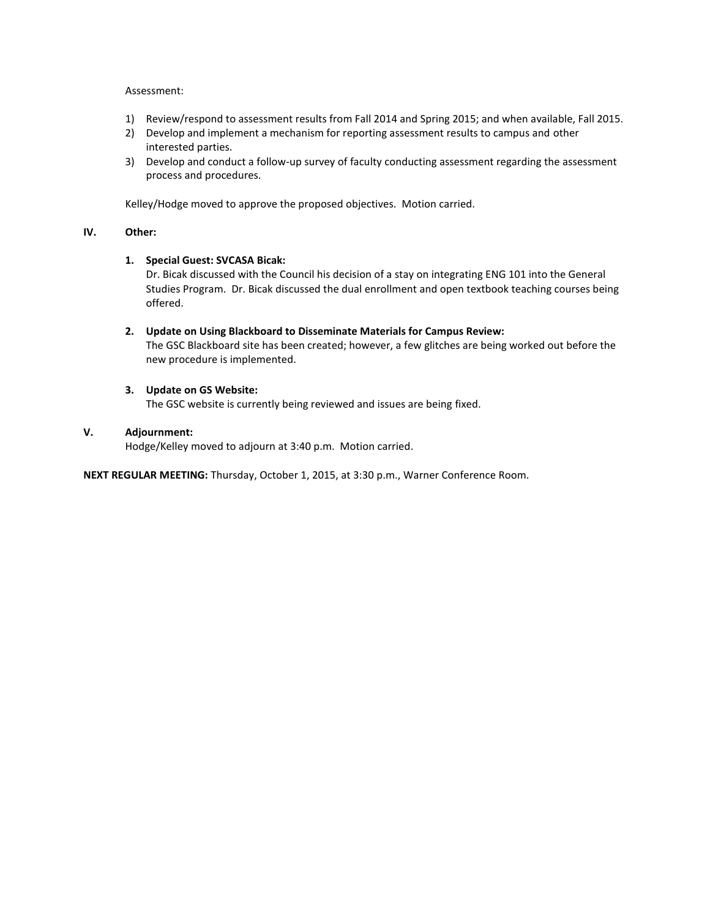Assessment:

1) Review/respond to assessment results from Fall 2014 and Spring 2015; and when available, Fall 2015.
2) Develop and implement a mechanism for reporting assessment results to campus and other interested parties.
3) Develop and conduct a follow-up survey of faculty conducting assessment regarding the assessment process and procedures.

Kelley/Hodge moved to approve the proposed objectives. Motion carried.

**IV. Other:**

1. **Special Guest: SVCASA Bicak:**
   Dr. Bicak discussed with the Council his decision of a stay on integrating ENG 101 into the General Studies Program. Dr. Bicak discussed the dual enrollment and open textbook teaching courses being offered.

2. **Update on Using Blackboard to Disseminate Materials for Campus Review:**
   The GSC Blackboard site has been created; however, a few glitches are being worked out before the new procedure is implemented.

3. **Update on GS Website:**
   The GSC website is currently being reviewed and issues are being fixed.

**V. Adjournment:**
Hodge/Kelley moved to adjourn at 3:40 p.m. Motion carried.

**NEXT REGULAR MEETING:** Thursday, October 1, 2015, at 3:30 p.m., Warner Conference Room.